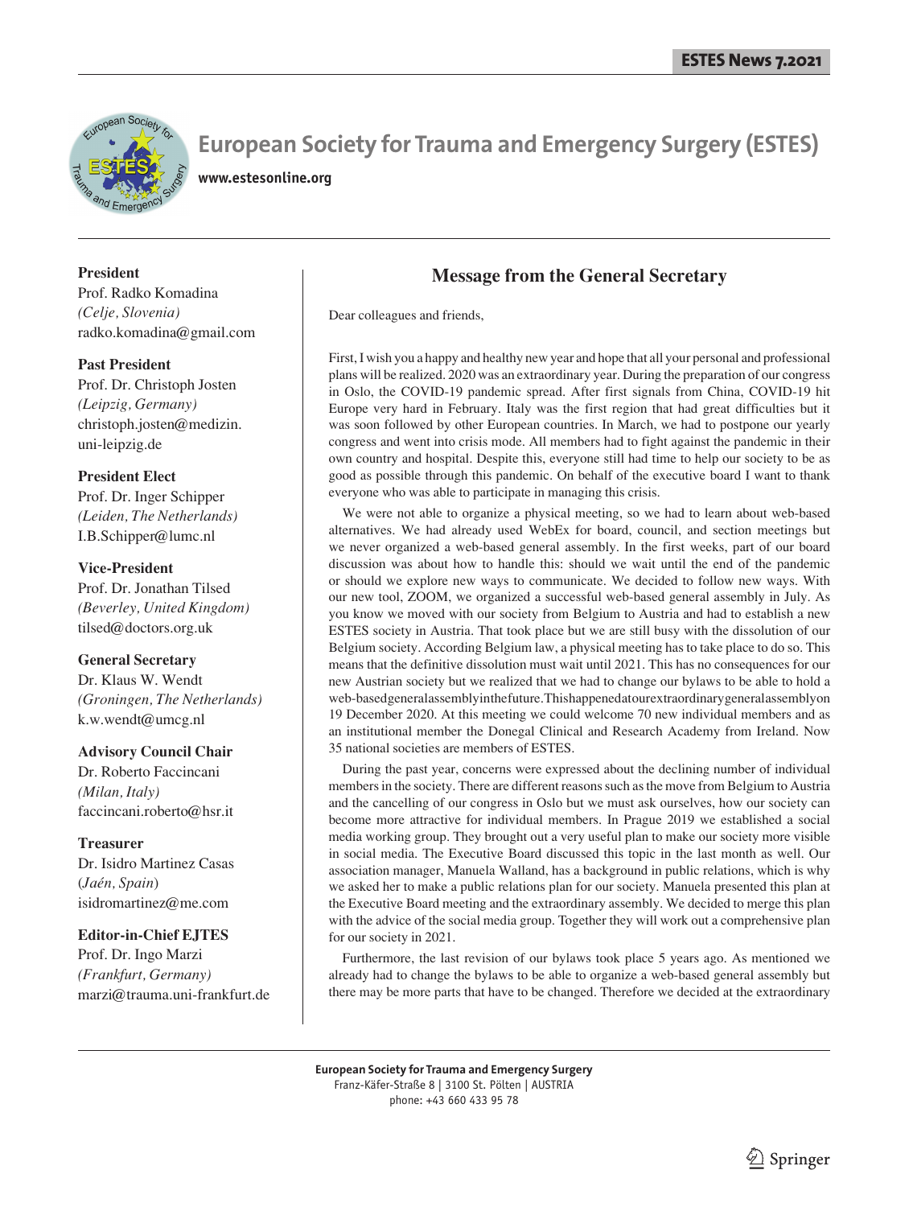# European Society for Trauma and Emergency Surgery (ESTES)

www.estesonline.org

**President**
Prof. Radko Komadina
*(Celje, Slovenia)*
radko.komadina@gmail.com

**Past President**
Prof. Dr. Christoph Josten
*(Leipzig, Germany)*
christoph.josten@medizin.uni-leipzig.de

**President Elect**
Prof. Dr. Inger Schipper
*(Leiden, The Netherlands)*
I.B.Schipper@lumc.nl

**Vice-President**
Prof. Dr. Jonathan Tilsed
*(Beverley, United Kingdom)*
tilsed@doctors.org.uk

**General Secretary**
Dr. Klaus W. Wendt
*(Groningen, The Netherlands)*
k.w.wendt@umcg.nl

**Advisory Council Chair**
Dr. Roberto Faccincani
*(Milan, Italy)*
faccincani.roberto@hsr.it

**Treasurer**
Dr. Isidro Martinez Casas
(*Jaén, Spain*)
isidromartinez@me.com

**Editor-in-Chief EJTES**
Prof. Dr. Ingo Marzi
*(Frankfurt, Germany)*
marzi@trauma.uni-frankfurt.de

## Message from the General Secretary

Dear colleagues and friends,

First, I wish you a happy and healthy new year and hope that all your personal and professional plans will be realized. 2020 was an extraordinary year. During the preparation of our congress in Oslo, the COVID-19 pandemic spread. After first signals from China, COVID-19 hit Europe very hard in February. Italy was the first region that had great difficulties but it was soon followed by other European countries. In March, we had to postpone our yearly congress and went into crisis mode. All members had to fight against the pandemic in their own country and hospital. Despite this, everyone still had time to help our society to be as good as possible through this pandemic. On behalf of the executive board I want to thank everyone who was able to participate in managing this crisis.

We were not able to organize a physical meeting, so we had to learn about web-based alternatives. We had already used WebEx for board, council, and section meetings but we never organized a web-based general assembly. In the first weeks, part of our board discussion was about how to handle this: should we wait until the end of the pandemic or should we explore new ways to communicate. We decided to follow new ways. With our new tool, ZOOM, we organized a successful web-based general assembly in July. As you know we moved with our society from Belgium to Austria and had to establish a new ESTES society in Austria. That took place but we are still busy with the dissolution of our Belgium society. According Belgium law, a physical meeting has to take place to do so. This means that the definitive dissolution must wait until 2021. This has no consequences for our new Austrian society but we realized that we had to change our bylaws to be able to hold a web-based general assembly in the future. This happened at our extraordinary general assembly on 19 December 2020. At this meeting we could welcome 70 new individual members and as an institutional member the Donegal Clinical and Research Academy from Ireland. Now 35 national societies are members of ESTES.

During the past year, concerns were expressed about the declining number of individual members in the society. There are different reasons such as the move from Belgium to Austria and the cancelling of our congress in Oslo but we must ask ourselves, how our society can become more attractive for individual members. In Prague 2019 we established a social media working group. They brought out a very useful plan to make our society more visible in social media. The Executive Board discussed this topic in the last month as well. Our association manager, Manuela Walland, has a background in public relations, which is why we asked her to make a public relations plan for our society. Manuela presented this plan at the Executive Board meeting and the extraordinary assembly. We decided to merge this plan with the advice of the social media group. Together they will work out a comprehensive plan for our society in 2021.

Furthermore, the last revision of our bylaws took place 5 years ago. As mentioned we already had to change the bylaws to be able to organize a web-based general assembly but there may be more parts that have to be changed. Therefore we decided at the extraordinary

**European Society for Trauma and Emergency Surgery**
Franz-Käfer-Straße 8 | 3100 St. Pölten | AUSTRIA
phone: +43 660 433 95 78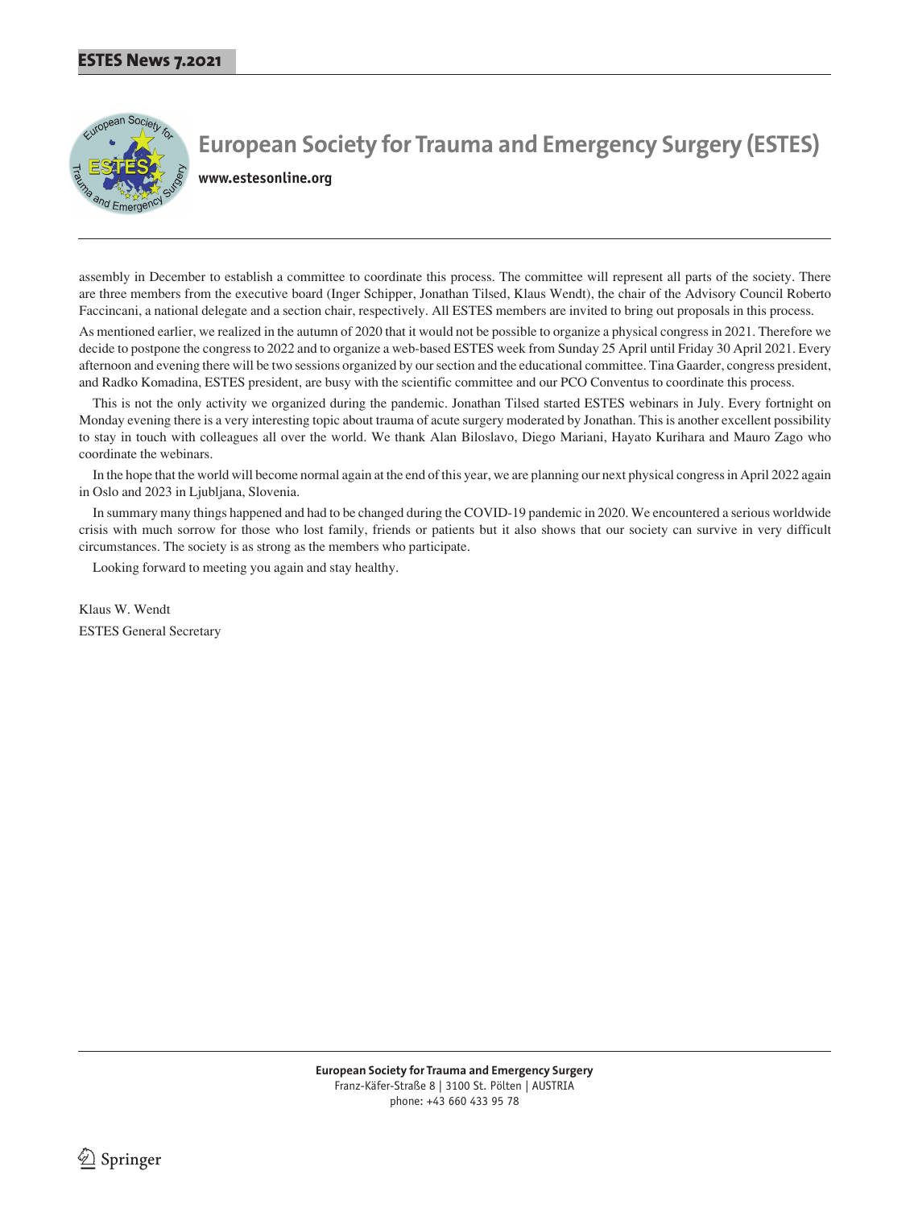# European Society for Trauma and Emergency Surgery (ESTES)

**www.estesonline.org**

assembly in December to establish a committee to coordinate this process. The committee will represent all parts of the society. There are three members from the executive board (Inger Schipper, Jonathan Tilsed, Klaus Wendt), the chair of the Advisory Council Roberto Faccincani, a national delegate and a section chair, respectively. All ESTES members are invited to bring out proposals in this process.

As mentioned earlier, we realized in the autumn of 2020 that it would not be possible to organize a physical congress in 2021. Therefore we decide to postpone the congress to 2022 and to organize a web-based ESTES week from Sunday 25 April until Friday 30 April 2021. Every afternoon and evening there will be two sessions organized by our section and the educational committee. Tina Gaarder, congress president, and Radko Komadina, ESTES president, are busy with the scientific committee and our PCO Conventus to coordinate this process.

This is not the only activity we organized during the pandemic. Jonathan Tilsed started ESTES webinars in July. Every fortnight on Monday evening there is a very interesting topic about trauma of acute surgery moderated by Jonathan. This is another excellent possibility to stay in touch with colleagues all over the world. We thank Alan Biloslavo, Diego Mariani, Hayato Kurihara and Mauro Zago who coordinate the webinars.

In the hope that the world will become normal again at the end of this year, we are planning our next physical congress in April 2022 again in Oslo and 2023 in Ljubljana, Slovenia.

In summary many things happened and had to be changed during the COVID-19 pandemic in 2020. We encountered a serious worldwide crisis with much sorrow for those who lost family, friends or patients but it also shows that our society can survive in very difficult circumstances. The society is as strong as the members who participate.

Looking forward to meeting you again and stay healthy.

Klaus W. Wendt
ESTES General Secretary

**European Society for Trauma and Emergency Surgery**
Franz-Käfer-Straße 8 | 3100 St. Pölten | AUSTRIA
phone: +43 660 433 95 78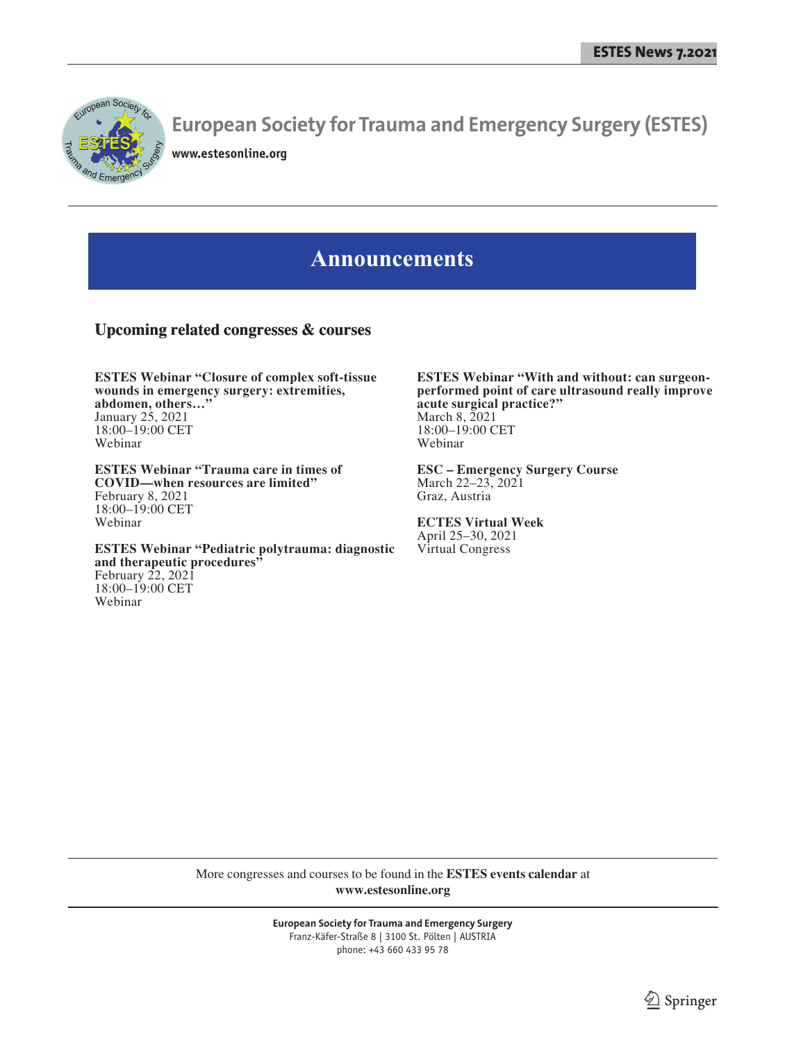# European Society for Trauma and Emergency Surgery (ESTES)

www.estesonline.org

## Announcements

### Upcoming related congresses & courses

**ESTES Webinar "Closure of complex soft-tissue wounds in emergency surgery: extremities, abdomen, others…"**
January 25, 2021
18:00–19:00 CET
Webinar

**ESTES Webinar "Trauma care in times of COVID—when resources are limited"**
February 8, 2021
18:00–19:00 CET
Webinar

**ESTES Webinar "Pediatric polytrauma: diagnostic and therapeutic procedures"**
February 22, 2021
18:00–19:00 CET
Webinar

**ESTES Webinar "With and without: can surgeon-performed point of care ultrasound really improve acute surgical practice?"**
March 8, 2021
18:00–19:00 CET
Webinar

**ESC – Emergency Surgery Course**
March 22–23, 2021
Graz, Austria

**ECTES Virtual Week**
April 25–30, 2021
Virtual Congress

More congresses and courses to be found in the **ESTES events calendar** at **www.estesonline.org**

**European Society for Trauma and Emergency Surgery**
Franz-Käfer-Straße 8 | 3100 St. Pölten | AUSTRIA
phone: +43 660 433 95 78